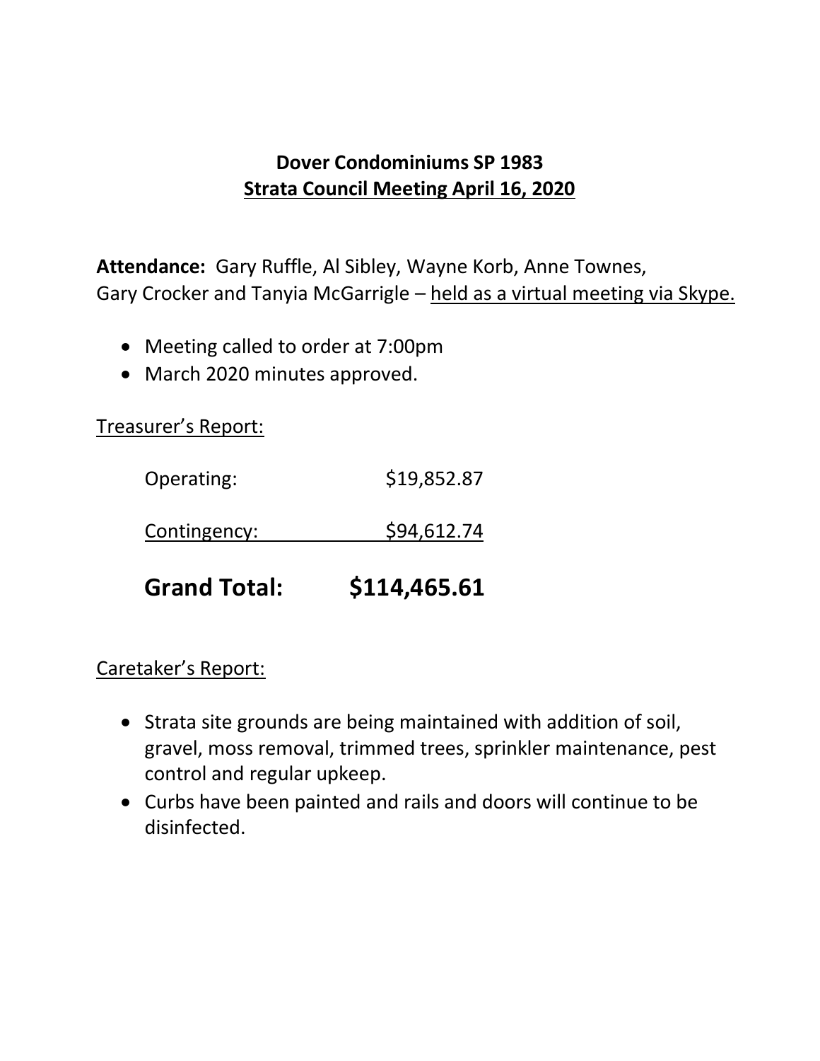# Dover Condominiums SP 1983

## Strata Council Meeting April 16, 2020

**Attendance:** Gary Ruffle, Al Sibley, Wayne Korb, Anne Townes, Gary Crocker and Tanyia McGarrigle – held as a virtual meeting via Skype.

- Meeting called to order at 7:00pm
- March 2020 minutes approved.

Treasurer's Report:

| | |
|---|---|
| Operating: | $19,852.87 |
| Contingency: | $94,612.74 |
| **Grand Total:** | **$114,465.61** |

Caretaker's Report:

- Strata site grounds are being maintained with addition of soil, gravel, moss removal, trimmed trees, sprinkler maintenance, pest control and regular upkeep.
- Curbs have been painted and rails and doors will continue to be disinfected.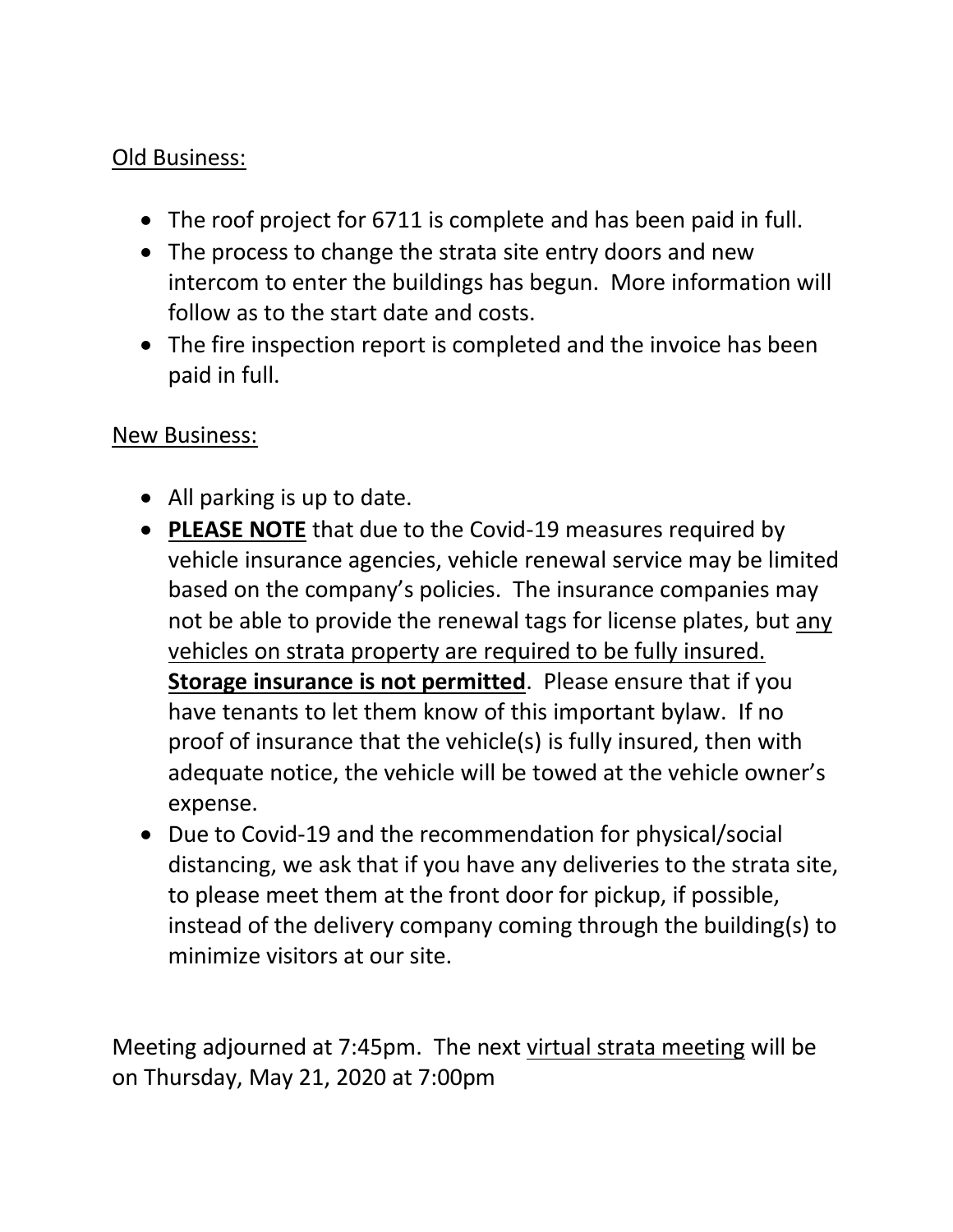Old Business:

- The roof project for 6711 is complete and has been paid in full.
- The process to change the strata site entry doors and new intercom to enter the buildings has begun. More information will follow as to the start date and costs.
- The fire inspection report is completed and the invoice has been paid in full.

New Business:

- All parking is up to date.
- **PLEASE NOTE** that due to the Covid-19 measures required by vehicle insurance agencies, vehicle renewal service may be limited based on the company's policies. The insurance companies may not be able to provide the renewal tags for license plates, but any vehicles on strata property are required to be fully insured. **Storage insurance is not permitted**. Please ensure that if you have tenants to let them know of this important bylaw. If no proof of insurance that the vehicle(s) is fully insured, then with adequate notice, the vehicle will be towed at the vehicle owner's expense.
- Due to Covid-19 and the recommendation for physical/social distancing, we ask that if you have any deliveries to the strata site, to please meet them at the front door for pickup, if possible, instead of the delivery company coming through the building(s) to minimize visitors at our site.

Meeting adjourned at 7:45pm. The next virtual strata meeting will be on Thursday, May 21, 2020 at 7:00pm